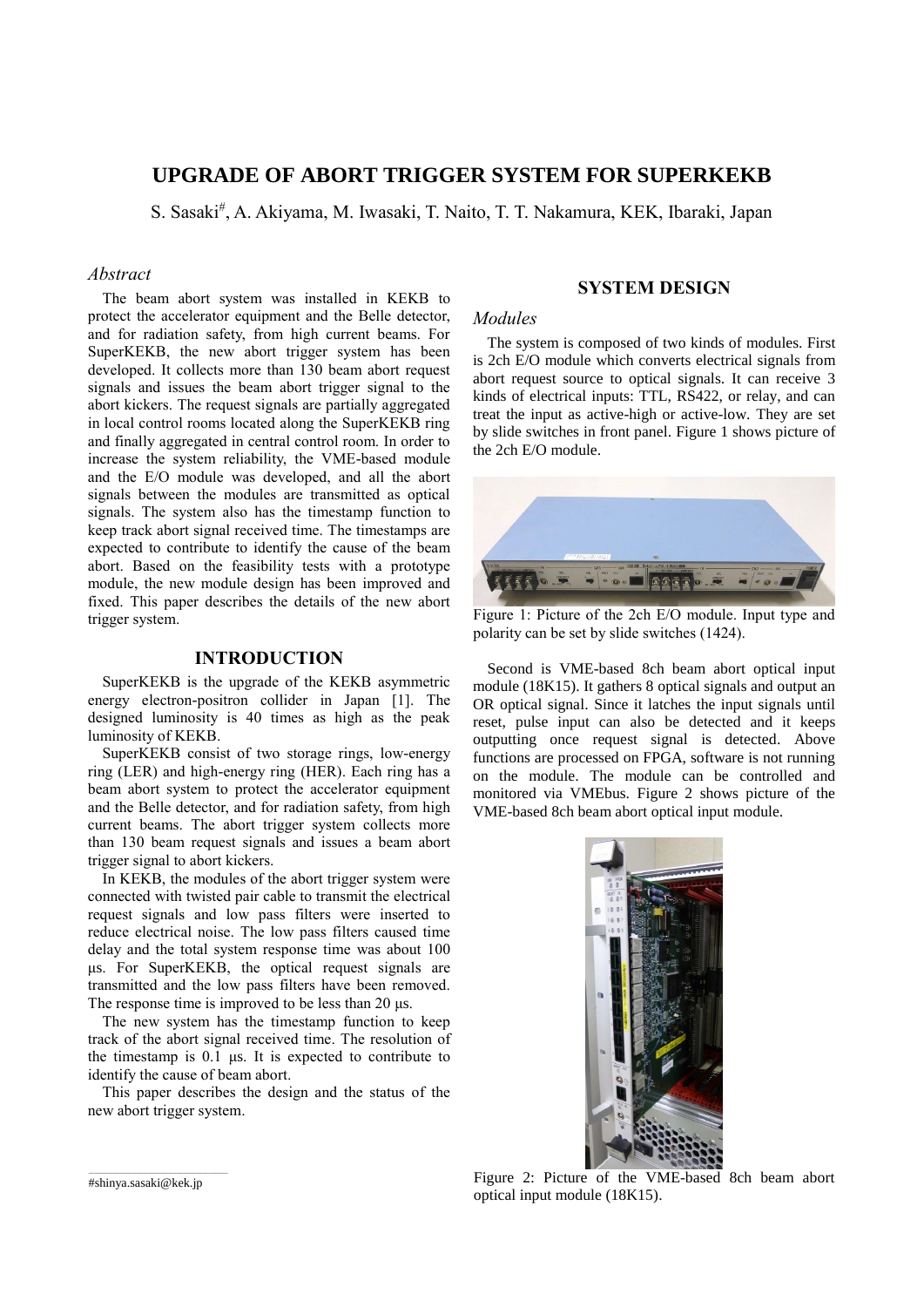# UPGRADE OF ABORT TRIGGER SYSTEM FOR SUPERKEKB

S. Sasaki#, A. Akiyama, M. Iwasaki, T. Naito, T. T. Nakamura, KEK, Ibaraki, Japan

## *Abstract*

The beam abort system was installed in KEKB to protect the accelerator equipment and the Belle detector, and for radiation safety, from high current beams. For SuperKEKB, the new abort trigger system has been developed. It collects more than 130 beam abort request signals and issues the beam abort trigger signal to the abort kickers. The request signals are partially aggregated in local control rooms located along the SuperKEKB ring and finally aggregated in central control room. In order to increase the system reliability, the VME-based module and the E/O module was developed, and all the abort signals between the modules are transmitted as optical signals. The system also has the timestamp function to keep track abort signal received time. The timestamps are expected to contribute to identify the cause of the beam abort. Based on the feasibility tests with a prototype module, the new module design has been improved and fixed. This paper describes the details of the new abort trigger system.

## INTRODUCTION

SuperKEKB is the upgrade of the KEKB asymmetric energy electron-positron collider in Japan [1]. The designed luminosity is 40 times as high as the peak luminosity of KEKB.

SuperKEKB consist of two storage rings, low-energy ring (LER) and high-energy ring (HER). Each ring has a beam abort system to protect the accelerator equipment and the Belle detector, and for radiation safety, from high current beams. The abort trigger system collects more than 130 beam request signals and issues a beam abort trigger signal to abort kickers.

In KEKB, the modules of the abort trigger system were connected with twisted pair cable to transmit the electrical request signals and low pass filters were inserted to reduce electrical noise. The low pass filters caused time delay and the total system response time was about 100 µs. For SuperKEKB, the optical request signals are transmitted and the low pass filters have been removed. The response time is improved to be less than 20 µs.

The new system has the timestamp function to keep track of the abort signal received time. The resolution of the timestamp is 0.1 µs. It is expected to contribute to identify the cause of beam abort.

This paper describes the design and the status of the new abort trigger system.

## SYSTEM DESIGN

### *Modules*

The system is composed of two kinds of modules. First is 2ch E/O module which converts electrical signals from abort request source to optical signals. It can receive 3 kinds of electrical inputs: TTL, RS422, or relay, and can treat the input as active-high or active-low. They are set by slide switches in front panel. Figure 1 shows picture of the 2ch E/O module.

Figure 1: Picture of the 2ch E/O module. Input type and polarity can be set by slide switches (1424).

Second is VME-based 8ch beam abort optical input module (18K15). It gathers 8 optical signals and output an OR optical signal. Since it latches the input signals until reset, pulse input can also be detected and it keeps outputting once request signal is detected. Above functions are processed on FPGA, software is not running on the module. The module can be controlled and monitored via VMEbus. Figure 2 shows picture of the VME-based 8ch beam abort optical input module.

Figure 2: Picture of the VME-based 8ch beam abort optical input module (18K15).

#shinya.sasaki@kek.jp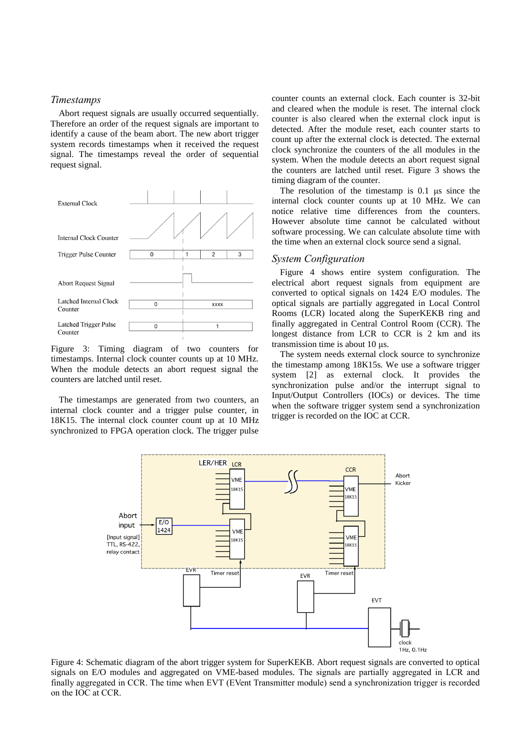### *Timestamps*

Abort request signals are usually occurred sequentially. Therefore an order of the request signals are important to identify a cause of the beam abort. The new abort trigger system records timestamps when it received the request signal. The timestamps reveal the order of sequential request signal.

Figure 3: Timing diagram of two counters for timestamps. Internal clock counter counts up at 10 MHz. When the module detects an abort request signal the counters are latched until reset.

The timestamps are generated from two counters, an internal clock counter and a trigger pulse counter, in 18K15. The internal clock counter count up at 10 MHz synchronized to FPGA operation clock. The trigger pulse counter counts an external clock. Each counter is 32-bit and cleared when the module is reset. The internal clock counter is also cleared when the external clock input is detected. After the module reset, each counter starts to count up after the external clock is detected. The external clock synchronize the counters of the all modules in the system. When the module detects an abort request signal the counters are latched until reset. Figure 3 shows the timing diagram of the counter.

The resolution of the timestamp is 0.1 μs since the internal clock counter counts up at 10 MHz. We can notice relative time differences from the counters. However absolute time cannot be calculated without software processing. We can calculate absolute time with the time when an external clock source send a signal.

### *System Configuration*

Figure 4 shows entire system configuration. The electrical abort request signals from equipment are converted to optical signals on 1424 E/O modules. The optical signals are partially aggregated in Local Control Rooms (LCR) located along the SuperKEKB ring and finally aggregated in Central Control Room (CCR). The longest distance from LCR to CCR is 2 km and its transmission time is about 10 μs.

The system needs external clock source to synchronize the timestamp among 18K15s. We use a software trigger system [2] as external clock. It provides the synchronization pulse and/or the interrupt signal to Input/Output Controllers (IOCs) or devices. The time when the software trigger system send a synchronization trigger is recorded on the IOC at CCR.

Figure 4: Schematic diagram of the abort trigger system for SuperKEKB. Abort request signals are converted to optical signals on E/O modules and aggregated on VME-based modules. The signals are partially aggregated in LCR and finally aggregated in CCR. The time when EVT (EVent Transmitter module) send a synchronization trigger is recorded on the IOC at CCR.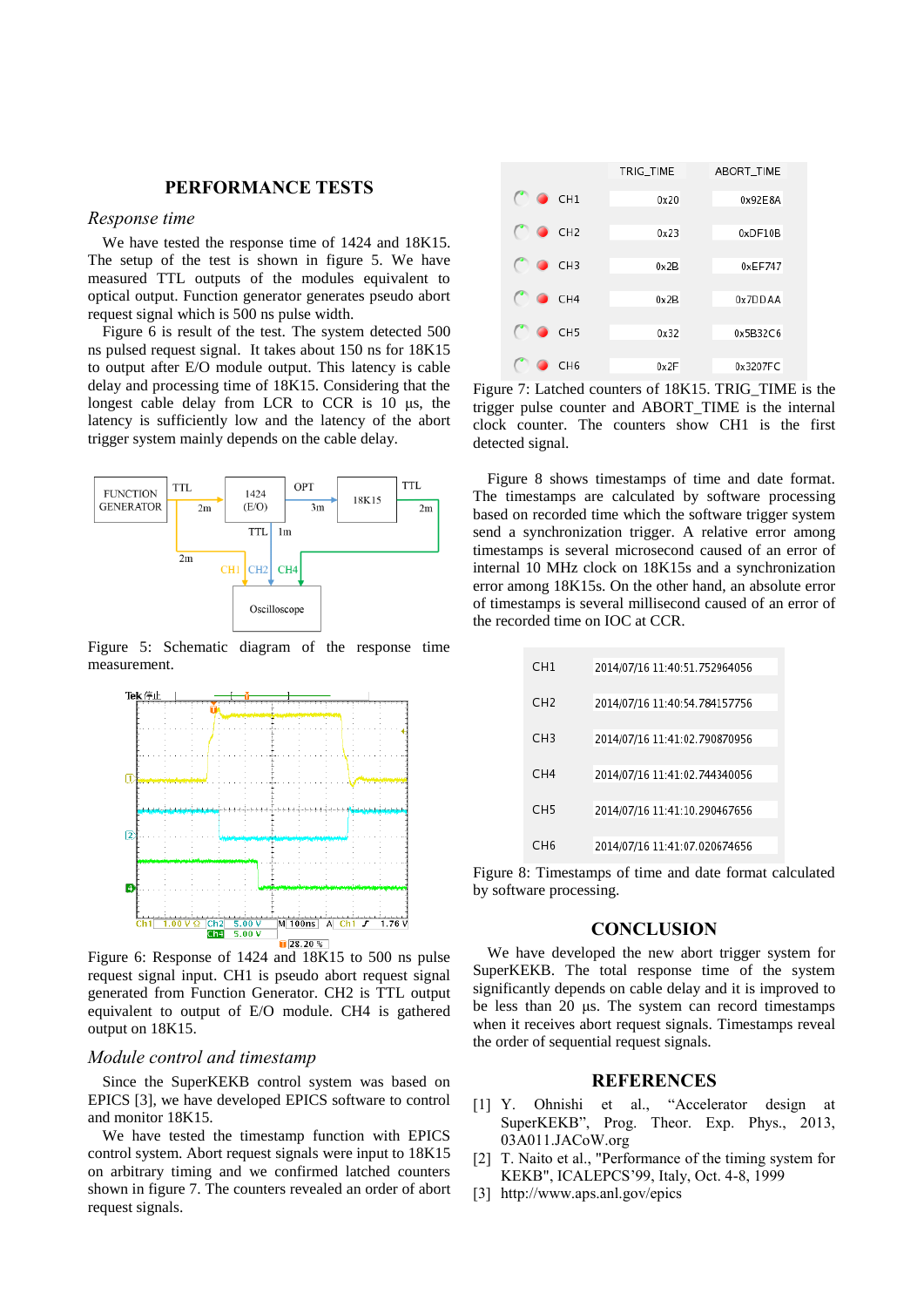## PERFORMANCE TESTS

### *Response time*

We have tested the response time of 1424 and 18K15. The setup of the test is shown in figure 5. We have measured TTL outputs of the modules equivalent to optical output. Function generator generates pseudo abort request signal which is 500 ns pulse width.

Figure 6 is result of the test. The system detected 500 ns pulsed request signal. It takes about 150 ns for 18K15 to output after E/O module output. This latency is cable delay and processing time of 18K15. Considering that the longest cable delay from LCR to CCR is 10 µs, the latency is sufficiently low and the latency of the abort trigger system mainly depends on the cable delay.

FUNCTION GENERATOR
TTL
2m
1424 (E/O)
OPT
3m
18K15
TTL
2m
TTL
1m
2m
CH1
CH2
CH4
Oscilloscope

Figure 5: Schematic diagram of the response time measurement.

Tek 停止
Ch1 1.00 V Ω
Ch2 5.00 V
Ch4 5.00 V
M 100ns
A Ch1 1.76 V
28.20 %

Figure 6: Response of 1424 and 18K15 to 500 ns pulse request signal input. CH1 is pseudo abort request signal generated from Function Generator. CH2 is TTL output equivalent to output of E/O module. CH4 is gathered output on 18K15.

### *Module control and timestamp*

Since the SuperKEKB control system was based on EPICS [3], we have developed EPICS software to control and monitor 18K15.

We have tested the timestamp function with EPICS control system. Abort request signals were input to 18K15 on arbitrary timing and we confirmed latched counters shown in figure 7. The counters revealed an order of abort request signals.

| | TRIG_TIME | ABORT_TIME |
|---|---|---|
| CH1 | 0x20 | 0x92E8A |
| CH2 | 0x23 | 0xDF10B |
| CH3 | 0x2B | 0xEF747 |
| CH4 | 0x2B | 0x7DDAA |
| CH5 | 0x32 | 0x5B32C6 |
| CH6 | 0x2F | 0x3207FC |

Figure 7: Latched counters of 18K15. TRIG_TIME is the trigger pulse counter and ABORT_TIME is the internal clock counter. The counters show CH1 is the first detected signal.

Figure 8 shows timestamps of time and date format. The timestamps are calculated by software processing based on recorded time which the software trigger system send a synchronization trigger. A relative error among timestamps is several microsecond caused of an error of internal 10 MHz clock on 18K15s and a synchronization error among 18K15s. On the other hand, an absolute error of timestamps is several millisecond caused of an error of the recorded time on IOC at CCR.

| | |
|---|---|
| CH1 | 2014/07/16 11:40:51.752964056 |
| CH2 | 2014/07/16 11:40:54.784157756 |
| CH3 | 2014/07/16 11:41:02.790870956 |
| CH4 | 2014/07/16 11:41:02.744340056 |
| CH5 | 2014/07/16 11:41:10.290467656 |
| CH6 | 2014/07/16 11:41:07.020674656 |

Figure 8: Timestamps of time and date format calculated by software processing.

## CONCLUSION

We have developed the new abort trigger system for SuperKEKB. The total response time of the system significantly depends on cable delay and it is improved to be less than 20 µs. The system can record timestamps when it receives abort request signals. Timestamps reveal the order of sequential request signals.

## REFERENCES

[1] Y. Ohnishi et al., "Accelerator design at SuperKEKB", Prog. Theor. Exp. Phys., 2013, 03A011.JACoW.org

[2] T. Naito et al., "Performance of the timing system for KEKB", ICALEPCS'99, Italy, Oct. 4-8, 1999

[3] http://www.aps.anl.gov/epics